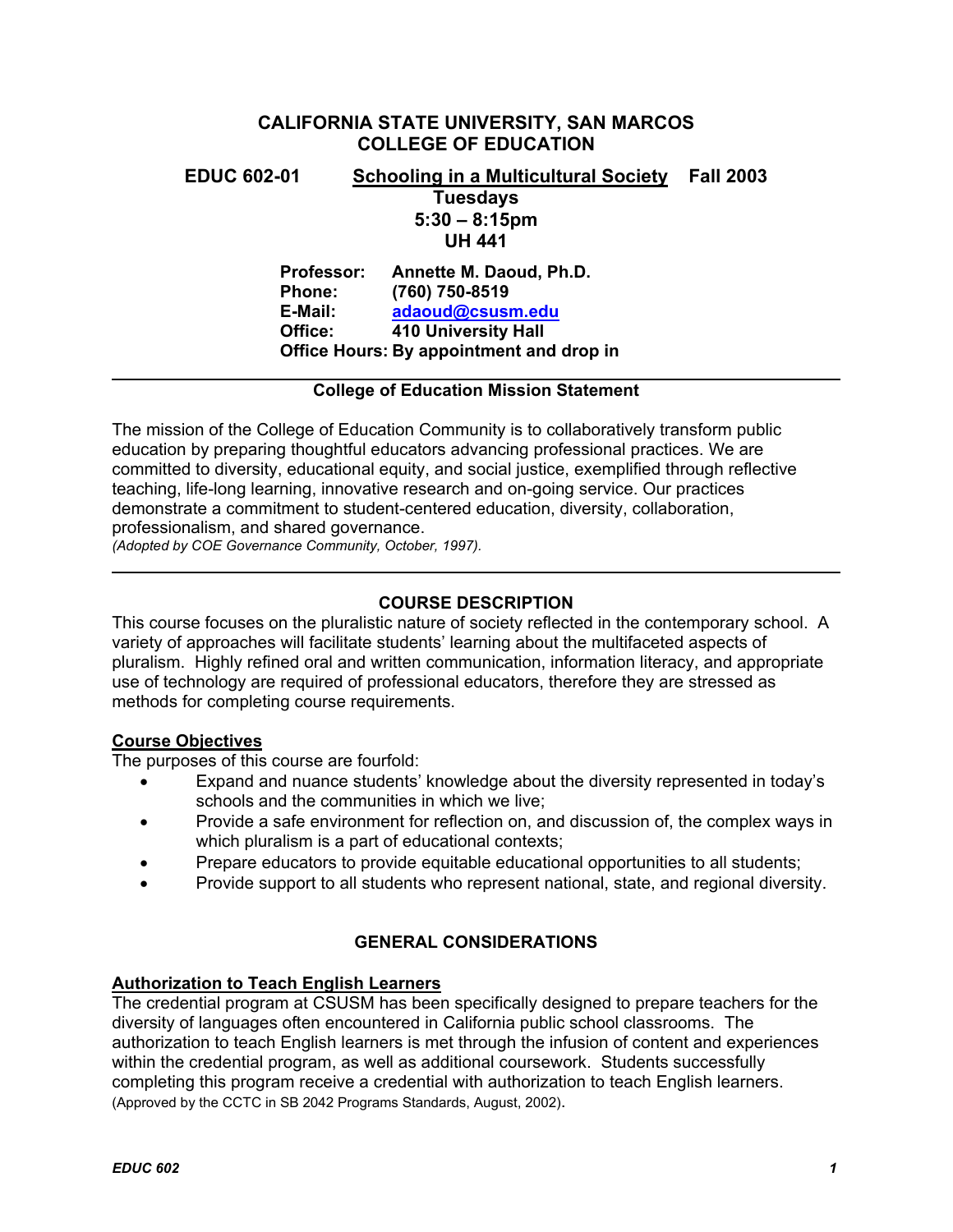# CALIFORNIA STATE UNIVERSITY, SAN MARCOS
## COLLEGE OF EDUCATION

**EDUC 602-01** **Schooling in a Multicultural Society** **Fall 2003**

**Tuesdays**
**5:30 – 8:15pm**
**UH 441**

**Professor:** Annette M. Daoud, Ph.D.
**Phone:** (760) 750-8519
**E-Mail:** adaoud@csusm.edu
**Office:** 410 University Hall
**Office Hours:** By appointment and drop in

---

### College of Education Mission Statement

The mission of the College of Education Community is to collaboratively transform public education by preparing thoughtful educators advancing professional practices. We are committed to diversity, educational equity, and social justice, exemplified through reflective teaching, life-long learning, innovative research and on-going service. Our practices demonstrate a commitment to student-centered education, diversity, collaboration, professionalism, and shared governance.
*(Adopted by COE Governance Community, October, 1997).*

---

## COURSE DESCRIPTION

This course focuses on the pluralistic nature of society reflected in the contemporary school. A variety of approaches will facilitate students' learning about the multifaceted aspects of pluralism. Highly refined oral and written communication, information literacy, and appropriate use of technology are required of professional educators, therefore they are stressed as methods for completing course requirements.

### Course Objectives

The purposes of this course are fourfold:

- Expand and nuance students' knowledge about the diversity represented in today's schools and the communities in which we live;
- Provide a safe environment for reflection on, and discussion of, the complex ways in which pluralism is a part of educational contexts;
- Prepare educators to provide equitable educational opportunities to all students;
- Provide support to all students who represent national, state, and regional diversity.

## GENERAL CONSIDERATIONS

### Authorization to Teach English Learners

The credential program at CSUSM has been specifically designed to prepare teachers for the diversity of languages often encountered in California public school classrooms. The authorization to teach English learners is met through the infusion of content and experiences within the credential program, as well as additional coursework. Students successfully completing this program receive a credential with authorization to teach English learners.
(Approved by the CCTC in SB 2042 Programs Standards, August, 2002).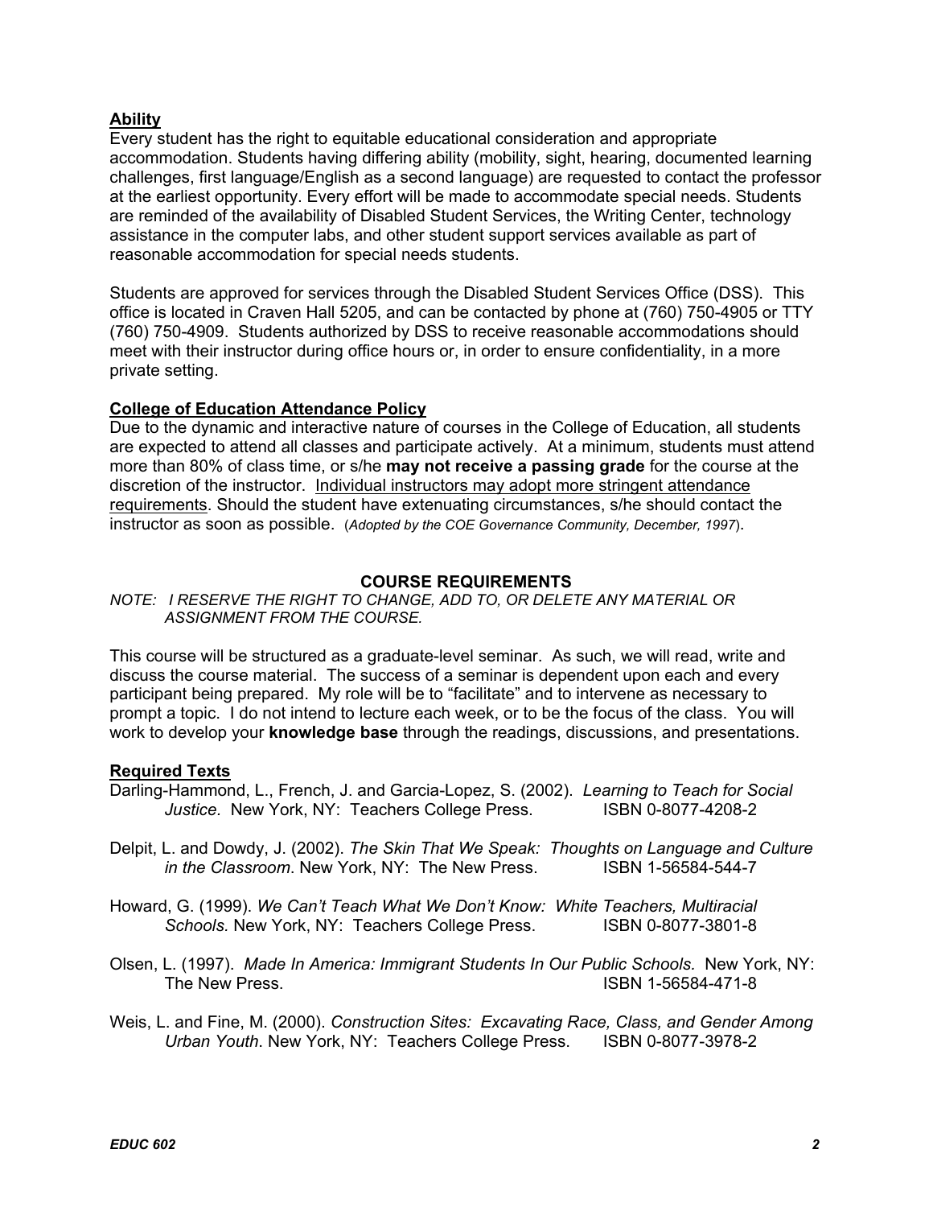**Ability**

Every student has the right to equitable educational consideration and appropriate accommodation. Students having differing ability (mobility, sight, hearing, documented learning challenges, first language/English as a second language) are requested to contact the professor at the earliest opportunity. Every effort will be made to accommodate special needs. Students are reminded of the availability of Disabled Student Services, the Writing Center, technology assistance in the computer labs, and other student support services available as part of reasonable accommodation for special needs students.

Students are approved for services through the Disabled Student Services Office (DSS). This office is located in Craven Hall 5205, and can be contacted by phone at (760) 750-4905 or TTY (760) 750-4909. Students authorized by DSS to receive reasonable accommodations should meet with their instructor during office hours or, in order to ensure confidentiality, in a more private setting.

**College of Education Attendance Policy**

Due to the dynamic and interactive nature of courses in the College of Education, all students are expected to attend all classes and participate actively. At a minimum, students must attend more than 80% of class time, or s/he **may not receive a passing grade** for the course at the discretion of the instructor. Individual instructors may adopt more stringent attendance requirements. Should the student have extenuating circumstances, s/he should contact the instructor as soon as possible. (*Adopted by the COE Governance Community, December, 1997*).

## COURSE REQUIREMENTS

*NOTE: I RESERVE THE RIGHT TO CHANGE, ADD TO, OR DELETE ANY MATERIAL OR ASSIGNMENT FROM THE COURSE.*

This course will be structured as a graduate-level seminar. As such, we will read, write and discuss the course material. The success of a seminar is dependent upon each and every participant being prepared. My role will be to "facilitate" and to intervene as necessary to prompt a topic. I do not intend to lecture each week, or to be the focus of the class. You will work to develop your **knowledge base** through the readings, discussions, and presentations.

**Required Texts**

Darling-Hammond, L., French, J. and Garcia-Lopez, S. (2002). *Learning to Teach for Social Justice.* New York, NY: Teachers College Press. ISBN 0-8077-4208-2

Delpit, L. and Dowdy, J. (2002). *The Skin That We Speak: Thoughts on Language and Culture in the Classroom*. New York, NY: The New Press. ISBN 1-56584-544-7

Howard, G. (1999). *We Can't Teach What We Don't Know: White Teachers, Multiracial Schools.* New York, NY: Teachers College Press. ISBN 0-8077-3801-8

Olsen, L. (1997). *Made In America: Immigrant Students In Our Public Schools.* New York, NY: The New Press. ISBN 1-56584-471-8

Weis, L. and Fine, M. (2000). *Construction Sites: Excavating Race, Class, and Gender Among Urban Youth*. New York, NY: Teachers College Press. ISBN 0-8077-3978-2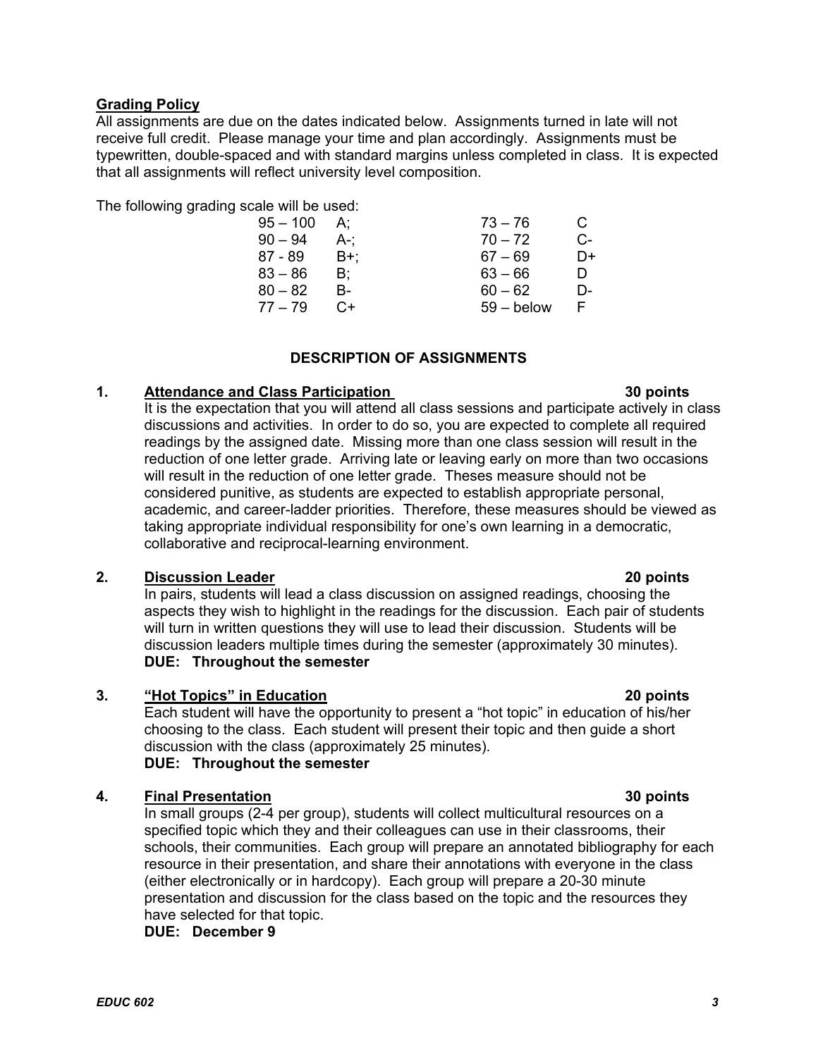**Grading Policy**
All assignments are due on the dates indicated below. Assignments turned in late will not receive full credit. Please manage your time and plan accordingly. Assignments must be typewritten, double-spaced and with standard margins unless completed in class. It is expected that all assignments will reflect university level composition.

The following grading scale will be used:

| | | | |
|---|---|---|---|
| 95 – 100 | A; | 73 – 76 | C |
| 90 – 94 | A-; | 70 – 72 | C- |
| 87 - 89 | B+; | 67 – 69 | D+ |
| 83 – 86 | B; | 63 – 66 | D |
| 80 – 82 | B- | 60 – 62 | D- |
| 77 – 79 | C+ | 59 – below | F |

## DESCRIPTION OF ASSIGNMENTS

**1. Attendance and Class Participation** **30 points**

It is the expectation that you will attend all class sessions and participate actively in class discussions and activities. In order to do so, you are expected to complete all required readings by the assigned date. Missing more than one class session will result in the reduction of one letter grade. Arriving late or leaving early on more than two occasions will result in the reduction of one letter grade. Theses measure should not be considered punitive, as students are expected to establish appropriate personal, academic, and career-ladder priorities. Therefore, these measures should be viewed as taking appropriate individual responsibility for one's own learning in a democratic, collaborative and reciprocal-learning environment.

**2. Discussion Leader** **20 points**

In pairs, students will lead a class discussion on assigned readings, choosing the aspects they wish to highlight in the readings for the discussion. Each pair of students will turn in written questions they will use to lead their discussion. Students will be discussion leaders multiple times during the semester (approximately 30 minutes).
**DUE: Throughout the semester**

**3. "Hot Topics" in Education** **20 points**

Each student will have the opportunity to present a "hot topic" in education of his/her choosing to the class. Each student will present their topic and then guide a short discussion with the class (approximately 25 minutes).
**DUE: Throughout the semester**

**4. Final Presentation** **30 points**

In small groups (2-4 per group), students will collect multicultural resources on a specified topic which they and their colleagues can use in their classrooms, their schools, their communities. Each group will prepare an annotated bibliography for each resource in their presentation, and share their annotations with everyone in the class (either electronically or in hardcopy). Each group will prepare a 20-30 minute presentation and discussion for the class based on the topic and the resources they have selected for that topic.
**DUE: December 9**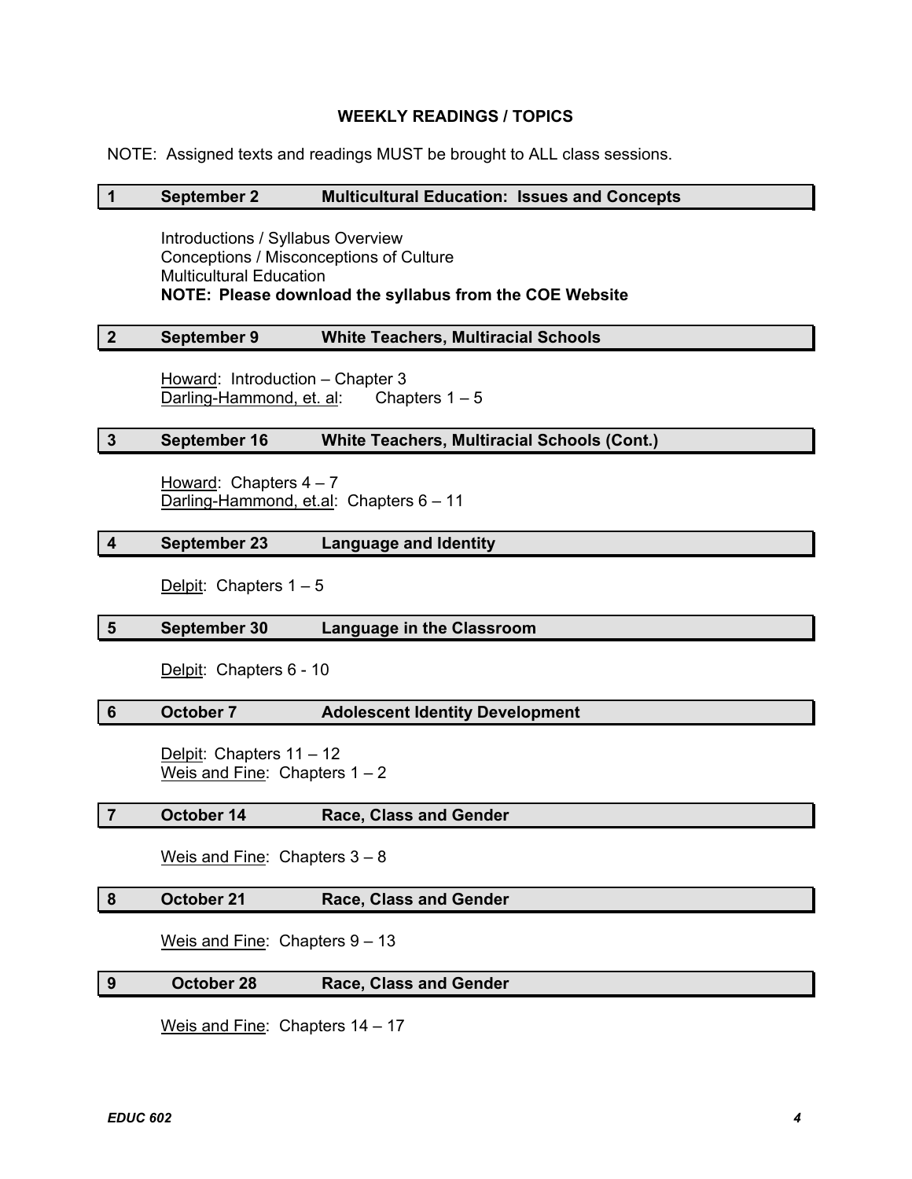## WEEKLY READINGS / TOPICS

NOTE: Assigned texts and readings MUST be brought to ALL class sessions.

### 1 September 2 Multicultural Education: Issues and Concepts

Introductions / Syllabus Overview
Conceptions / Misconceptions of Culture
Multicultural Education
**NOTE: Please download the syllabus from the COE Website**

### 2 September 9 White Teachers, Multiracial Schools

<u>Howard</u>: Introduction – Chapter 3
<u>Darling-Hammond, et. al</u>: Chapters 1 – 5

### 3 September 16 White Teachers, Multiracial Schools (Cont.)

<u>Howard</u>: Chapters 4 – 7
<u>Darling-Hammond, et.al</u>: Chapters 6 – 11

### 4 September 23 Language and Identity

<u>Delpit</u>: Chapters 1 – 5

### 5 September 30 Language in the Classroom

<u>Delpit</u>: Chapters 6 - 10

### 6 October 7 Adolescent Identity Development

<u>Delpit</u>: Chapters 11 – 12
<u>Weis and Fine</u>: Chapters 1 – 2

### 7 October 14 Race, Class and Gender

<u>Weis and Fine</u>: Chapters 3 – 8

### 8 October 21 Race, Class and Gender

<u>Weis and Fine</u>: Chapters 9 – 13

### 9 October 28 Race, Class and Gender

<u>Weis and Fine</u>: Chapters 14 – 17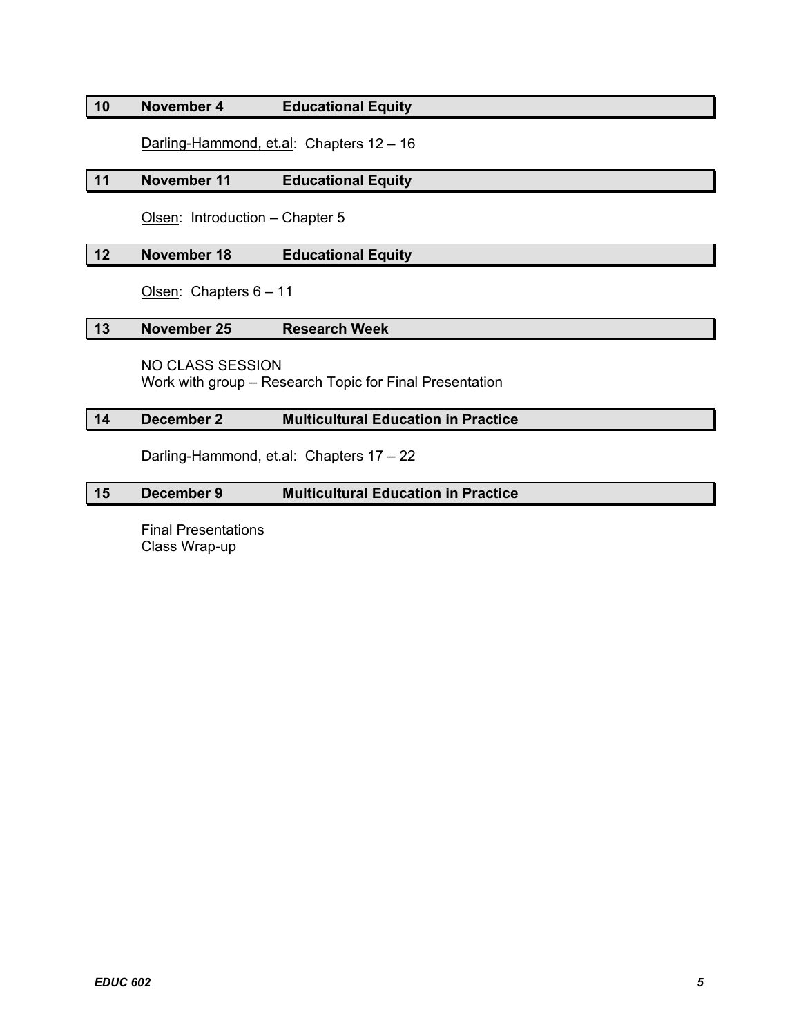**10 November 4 Educational Equity**

Darling-Hammond, et.al: Chapters 12 – 16

**11 November 11 Educational Equity**

Olsen: Introduction – Chapter 5

**12 November 18 Educational Equity**

Olsen: Chapters 6 – 11

**13 November 25 Research Week**

NO CLASS SESSION
Work with group – Research Topic for Final Presentation

**14 December 2 Multicultural Education in Practice**

Darling-Hammond, et.al: Chapters 17 – 22

**15 December 9 Multicultural Education in Practice**

Final Presentations
Class Wrap-up